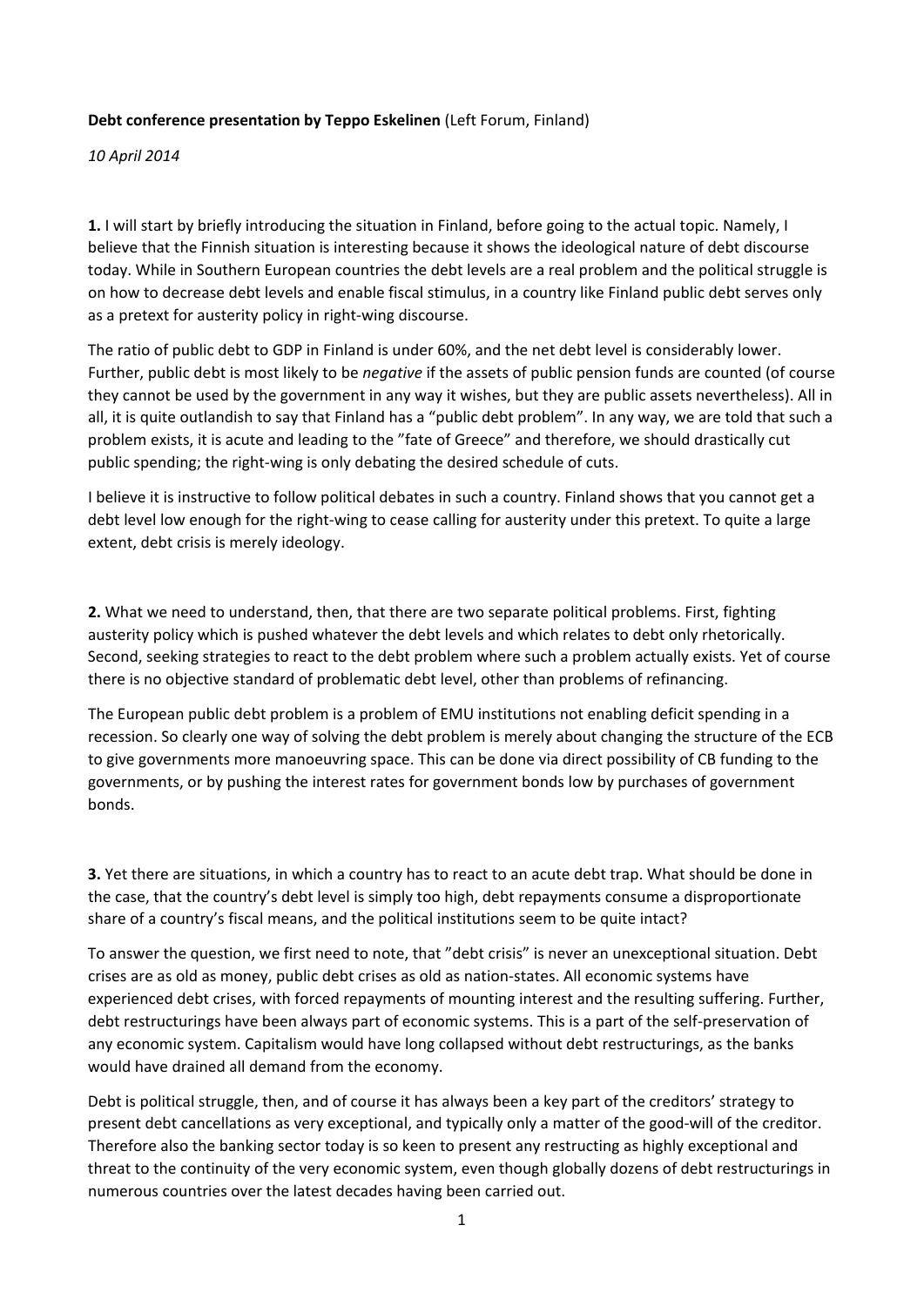**Debt conference presentation by Teppo Eskelinen** (Left Forum, Finland)

*10 April 2014*

**1.** I will start by briefly introducing the situation in Finland, before going to the actual topic. Namely, I believe that the Finnish situation is interesting because it shows the ideological nature of debt discourse today. While in Southern European countries the debt levels are a real problem and the political struggle is on how to decrease debt levels and enable fiscal stimulus, in a country like Finland public debt serves only as a pretext for austerity policy in right-wing discourse.

The ratio of public debt to GDP in Finland is under 60%, and the net debt level is considerably lower. Further, public debt is most likely to be *negative* if the assets of public pension funds are counted (of course they cannot be used by the government in any way it wishes, but they are public assets nevertheless). All in all, it is quite outlandish to say that Finland has a "public debt problem". In any way, we are told that such a problem exists, it is acute and leading to the "fate of Greece" and therefore, we should drastically cut public spending; the right-wing is only debating the desired schedule of cuts.

I believe it is instructive to follow political debates in such a country. Finland shows that you cannot get a debt level low enough for the right-wing to cease calling for austerity under this pretext. To quite a large extent, debt crisis is merely ideology.

**2.** What we need to understand, then, that there are two separate political problems. First, fighting austerity policy which is pushed whatever the debt levels and which relates to debt only rhetorically. Second, seeking strategies to react to the debt problem where such a problem actually exists. Yet of course there is no objective standard of problematic debt level, other than problems of refinancing.

The European public debt problem is a problem of EMU institutions not enabling deficit spending in a recession. So clearly one way of solving the debt problem is merely about changing the structure of the ECB to give governments more manoeuvring space. This can be done via direct possibility of CB funding to the governments, or by pushing the interest rates for government bonds low by purchases of government bonds.

**3.** Yet there are situations, in which a country has to react to an acute debt trap. What should be done in the case, that the country's debt level is simply too high, debt repayments consume a disproportionate share of a country's fiscal means, and the political institutions seem to be quite intact?

To answer the question, we first need to note, that "debt crisis" is never an unexceptional situation. Debt crises are as old as money, public debt crises as old as nation-states. All economic systems have experienced debt crises, with forced repayments of mounting interest and the resulting suffering. Further, debt restructurings have been always part of economic systems. This is a part of the self-preservation of any economic system. Capitalism would have long collapsed without debt restructurings, as the banks would have drained all demand from the economy.

Debt is political struggle, then, and of course it has always been a key part of the creditors' strategy to present debt cancellations as very exceptional, and typically only a matter of the good-will of the creditor. Therefore also the banking sector today is so keen to present any restructing as highly exceptional and threat to the continuity of the very economic system, even though globally dozens of debt restructurings in numerous countries over the latest decades having been carried out.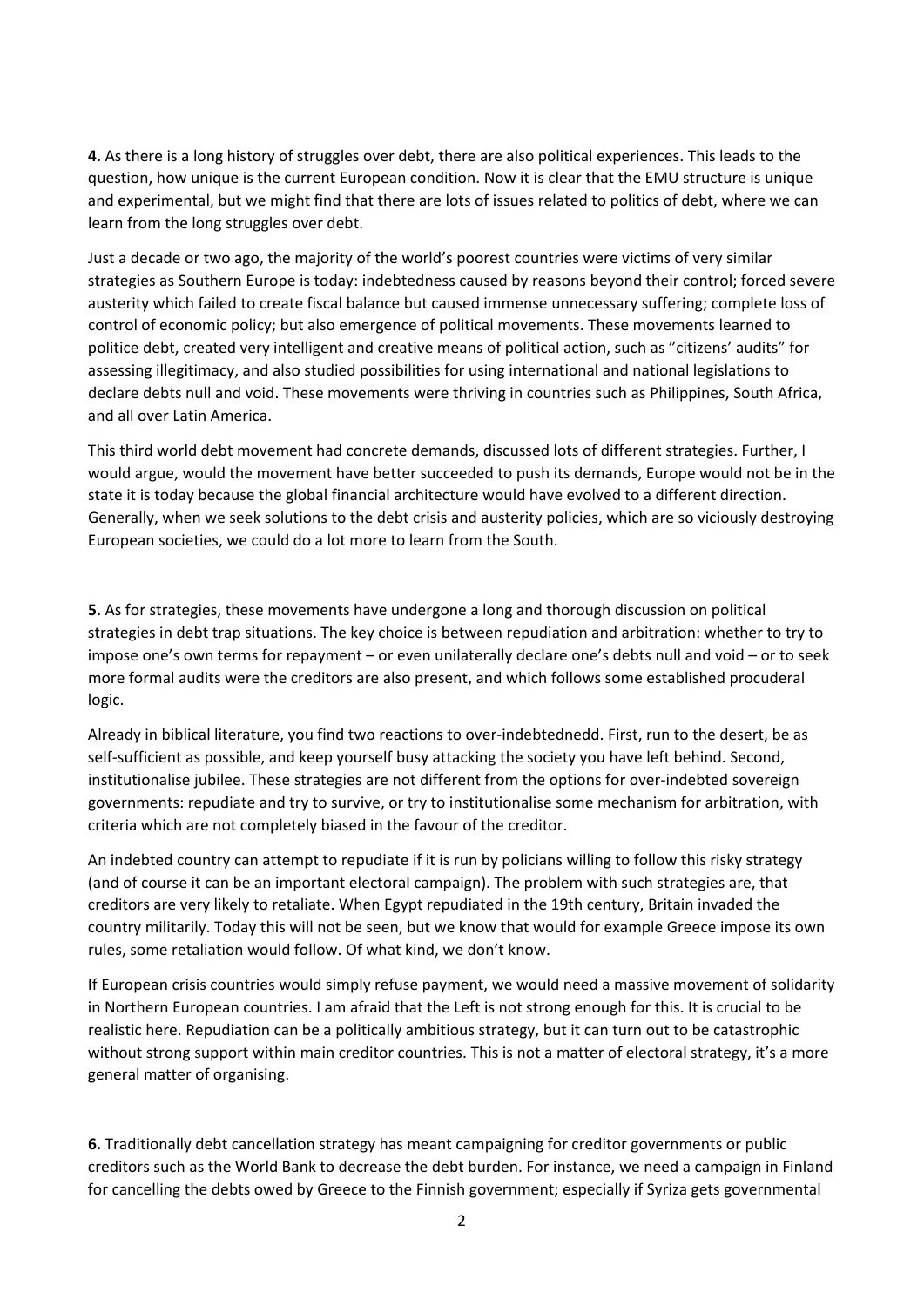**4.** As there is a long history of struggles over debt, there are also political experiences. This leads to the question, how unique is the current European condition. Now it is clear that the EMU structure is unique and experimental, but we might find that there are lots of issues related to politics of debt, where we can learn from the long struggles over debt.

Just a decade or two ago, the majority of the world's poorest countries were victims of very similar strategies as Southern Europe is today: indebtedness caused by reasons beyond their control; forced severe austerity which failed to create fiscal balance but caused immense unnecessary suffering; complete loss of control of economic policy; but also emergence of political movements. These movements learned to politice debt, created very intelligent and creative means of political action, such as "citizens' audits" for assessing illegitimacy, and also studied possibilities for using international and national legislations to declare debts null and void. These movements were thriving in countries such as Philippines, South Africa, and all over Latin America.

This third world debt movement had concrete demands, discussed lots of different strategies. Further, I would argue, would the movement have better succeeded to push its demands, Europe would not be in the state it is today because the global financial architecture would have evolved to a different direction. Generally, when we seek solutions to the debt crisis and austerity policies, which are so viciously destroying European societies, we could do a lot more to learn from the South.

**5.** As for strategies, these movements have undergone a long and thorough discussion on political strategies in debt trap situations. The key choice is between repudiation and arbitration: whether to try to impose one's own terms for repayment – or even unilaterally declare one's debts null and void – or to seek more formal audits were the creditors are also present, and which follows some established procuderal logic.

Already in biblical literature, you find two reactions to over-indebtednedd. First, run to the desert, be as self-sufficient as possible, and keep yourself busy attacking the society you have left behind. Second, institutionalise jubilee. These strategies are not different from the options for over-indebted sovereign governments: repudiate and try to survive, or try to institutionalise some mechanism for arbitration, with criteria which are not completely biased in the favour of the creditor.

An indebted country can attempt to repudiate if it is run by policians willing to follow this risky strategy (and of course it can be an important electoral campaign). The problem with such strategies are, that creditors are very likely to retaliate. When Egypt repudiated in the 19th century, Britain invaded the country militarily. Today this will not be seen, but we know that would for example Greece impose its own rules, some retaliation would follow. Of what kind, we don't know.

If European crisis countries would simply refuse payment, we would need a massive movement of solidarity in Northern European countries. I am afraid that the Left is not strong enough for this. It is crucial to be realistic here. Repudiation can be a politically ambitious strategy, but it can turn out to be catastrophic without strong support within main creditor countries. This is not a matter of electoral strategy, it's a more general matter of organising.

**6.** Traditionally debt cancellation strategy has meant campaigning for creditor governments or public creditors such as the World Bank to decrease the debt burden. For instance, we need a campaign in Finland for cancelling the debts owed by Greece to the Finnish government; especially if Syriza gets governmental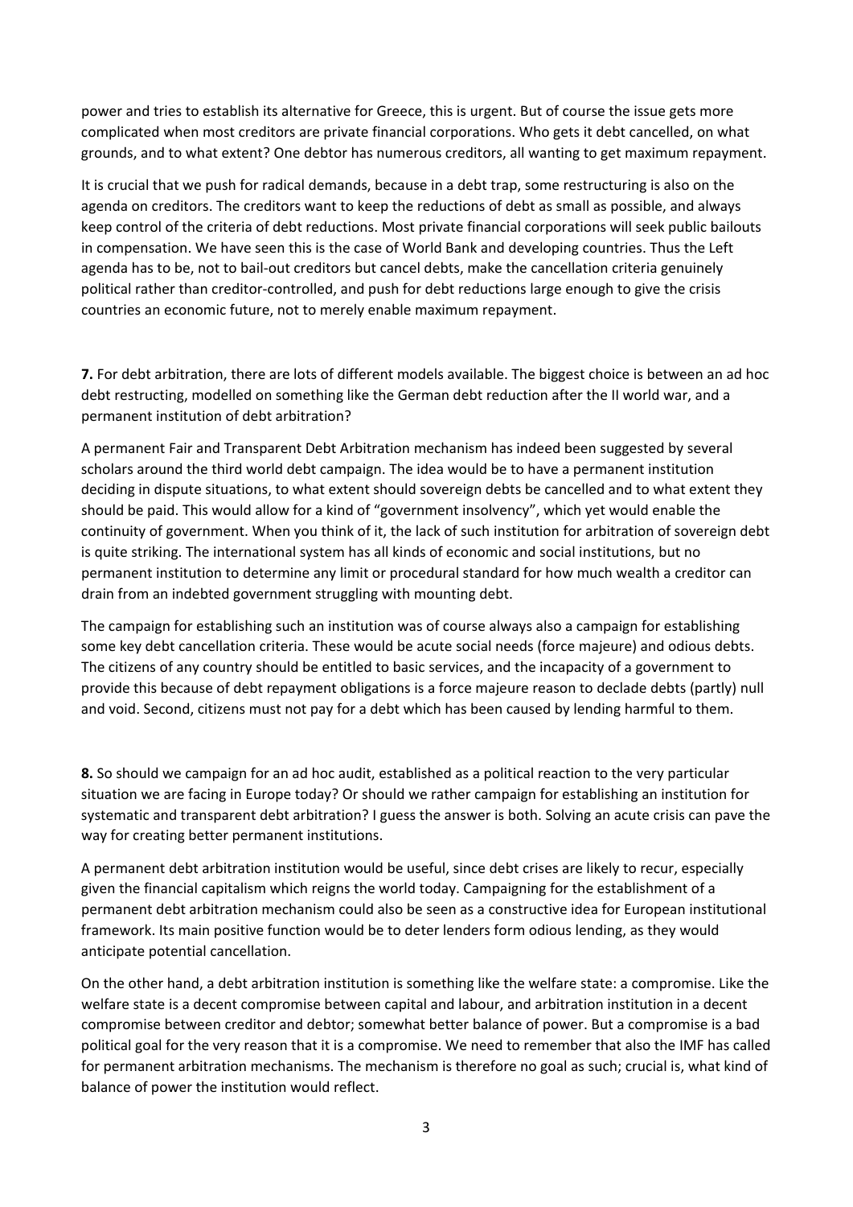power and tries to establish its alternative for Greece, this is urgent. But of course the issue gets more complicated when most creditors are private financial corporations. Who gets it debt cancelled, on what grounds, and to what extent? One debtor has numerous creditors, all wanting to get maximum repayment.

It is crucial that we push for radical demands, because in a debt trap, some restructuring is also on the agenda on creditors. The creditors want to keep the reductions of debt as small as possible, and always keep control of the criteria of debt reductions. Most private financial corporations will seek public bailouts in compensation. We have seen this is the case of World Bank and developing countries. Thus the Left agenda has to be, not to bail-out creditors but cancel debts, make the cancellation criteria genuinely political rather than creditor-controlled, and push for debt reductions large enough to give the crisis countries an economic future, not to merely enable maximum repayment.

**7.** For debt arbitration, there are lots of different models available. The biggest choice is between an ad hoc debt restructing, modelled on something like the German debt reduction after the II world war, and a permanent institution of debt arbitration?

A permanent Fair and Transparent Debt Arbitration mechanism has indeed been suggested by several scholars around the third world debt campaign. The idea would be to have a permanent institution deciding in dispute situations, to what extent should sovereign debts be cancelled and to what extent they should be paid. This would allow for a kind of "government insolvency", which yet would enable the continuity of government. When you think of it, the lack of such institution for arbitration of sovereign debt is quite striking. The international system has all kinds of economic and social institutions, but no permanent institution to determine any limit or procedural standard for how much wealth a creditor can drain from an indebted government struggling with mounting debt.

The campaign for establishing such an institution was of course always also a campaign for establishing some key debt cancellation criteria. These would be acute social needs (force majeure) and odious debts. The citizens of any country should be entitled to basic services, and the incapacity of a government to provide this because of debt repayment obligations is a force majeure reason to declade debts (partly) null and void. Second, citizens must not pay for a debt which has been caused by lending harmful to them.

**8.** So should we campaign for an ad hoc audit, established as a political reaction to the very particular situation we are facing in Europe today? Or should we rather campaign for establishing an institution for systematic and transparent debt arbitration? I guess the answer is both. Solving an acute crisis can pave the way for creating better permanent institutions.

A permanent debt arbitration institution would be useful, since debt crises are likely to recur, especially given the financial capitalism which reigns the world today. Campaigning for the establishment of a permanent debt arbitration mechanism could also be seen as a constructive idea for European institutional framework. Its main positive function would be to deter lenders form odious lending, as they would anticipate potential cancellation.

On the other hand, a debt arbitration institution is something like the welfare state: a compromise. Like the welfare state is a decent compromise between capital and labour, and arbitration institution in a decent compromise between creditor and debtor; somewhat better balance of power. But a compromise is a bad political goal for the very reason that it is a compromise. We need to remember that also the IMF has called for permanent arbitration mechanisms. The mechanism is therefore no goal as such; crucial is, what kind of balance of power the institution would reflect.